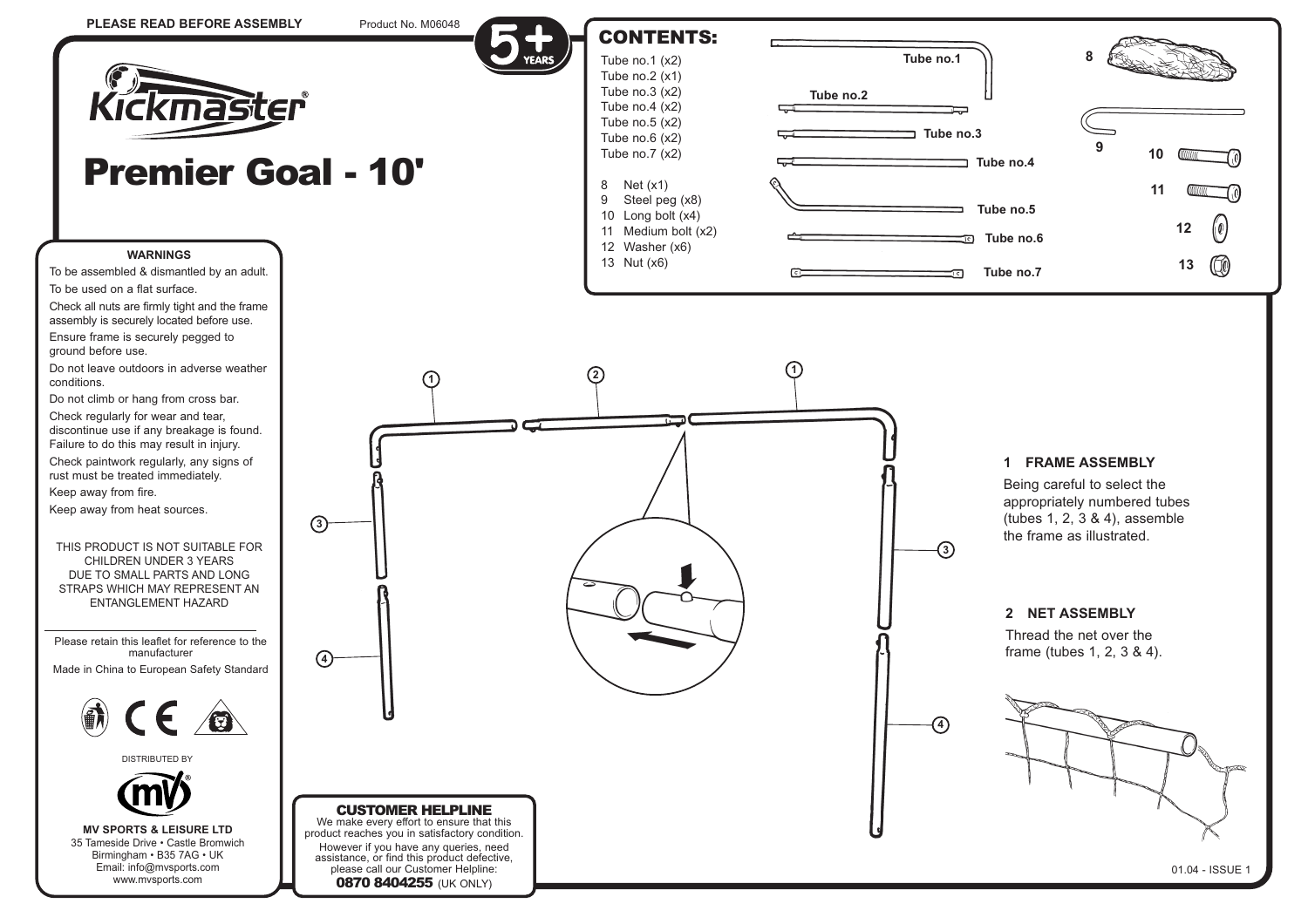PLEASE READ BEFORE ASSEMBLY

Product No. M06048

5+ YEARS

# Kickmaster®

# Premier Goal - 10'

## WARNINGS

To be assembled & dismantled by an adult.

To be used on a flat surface.

Check all nuts are firmly tight and the frame assembly is securely located before use.

Ensure frame is securely pegged to ground before use.

Do not leave outdoors in adverse weather conditions.

Do not climb or hang from cross bar.

Check regularly for wear and tear, discontinue use if any breakage is found. Failure to do this may result in injury.

Check paintwork regularly, any signs of rust must be treated immediately.

Keep away from fire.

Keep away from heat sources.

THIS PRODUCT IS NOT SUITABLE FOR CHILDREN UNDER 3 YEARS DUE TO SMALL PARTS AND LONG STRAPS WHICH MAY REPRESENT AN ENTANGLEMENT HAZARD

Please retain this leaflet for reference to the manufacturer

Made in China to European Safety Standard

DISTRIBUTED BY

**MV SPORTS & LEISURE LTD**
35 Tameside Drive • Castle Bromwich
Birmingham • B35 7AG • UK
Email: info@mvsports.com
www.mvsports.com

## CONTENTS:

Tube no.1 (x2)
Tube no.2 (x1)
Tube no.3 (x2)
Tube no.4 (x2)
Tube no.5 (x2)
Tube no.6 (x2)
Tube no.7 (x2)

8 Net (x1)
9 Steel peg (x8)
10 Long bolt (x4)
11 Medium bolt (x2)
12 Washer (x6)
13 Nut (x6)

### 1 FRAME ASSEMBLY

Being careful to select the appropriately numbered tubes (tubes 1, 2, 3 & 4), assemble the frame as illustrated.

### 2 NET ASSEMBLY

Thread the net over the frame (tubes 1, 2, 3 & 4).

## CUSTOMER HELPLINE

We make every effort to ensure that this product reaches you in satisfactory condition.

However if you have any queries, need assistance, or find this product defective, please call our Customer Helpline:

**0870 8404255** (UK ONLY)

01.04 - ISSUE 1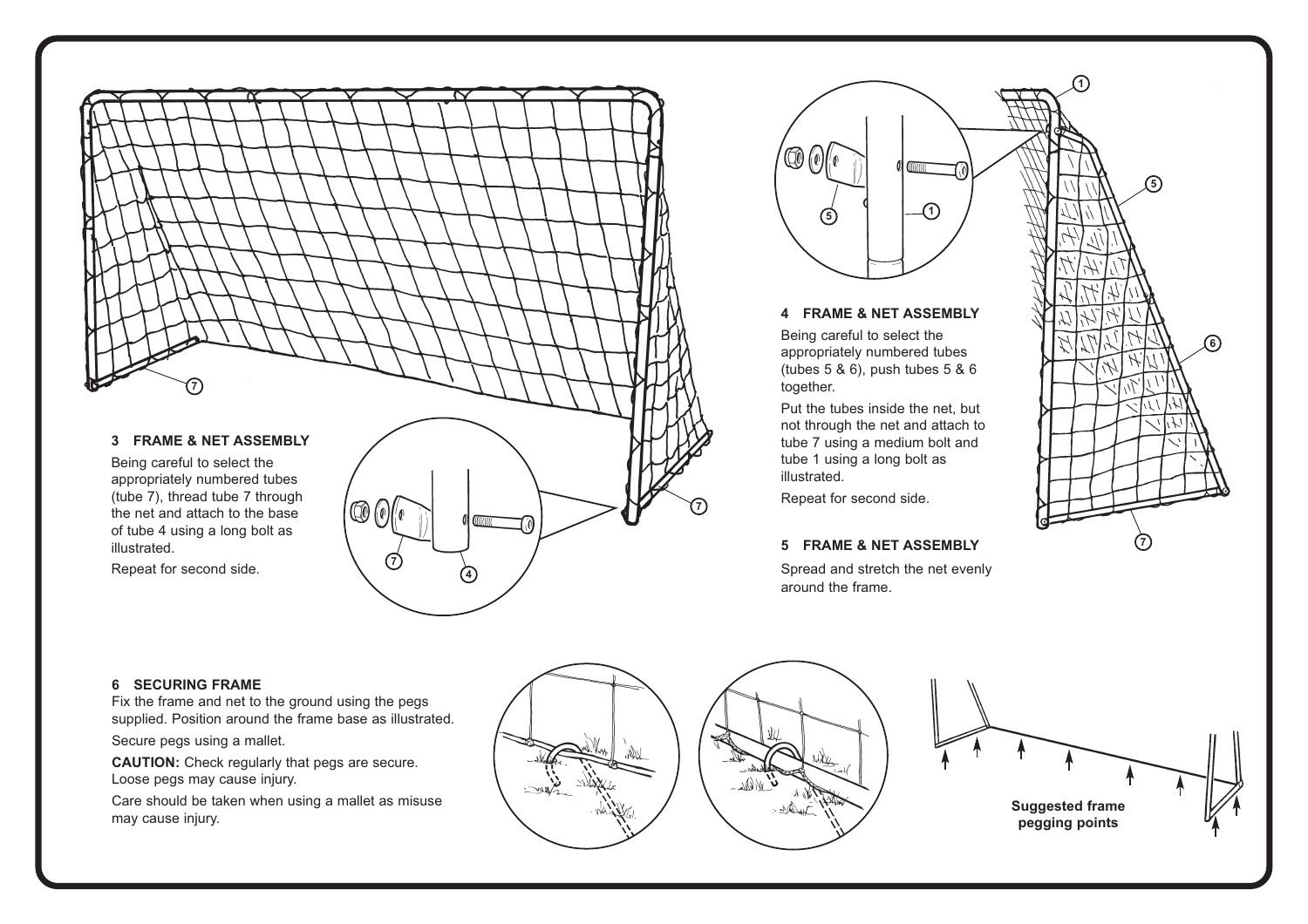## 3 FRAME & NET ASSEMBLY

Being careful to select the appropriately numbered tubes (tube 7), thread tube 7 through the net and attach to the base of tube 4 using a long bolt as illustrated.

Repeat for second side.

## 4 FRAME & NET ASSEMBLY

Being careful to select the appropriately numbered tubes (tubes 5 & 6), push tubes 5 & 6 together.

Put the tubes inside the net, but not through the net and attach to tube 7 using a medium bolt and tube 1 using a long bolt as illustrated.

Repeat for second side.

## 5 FRAME & NET ASSEMBLY

Spread and stretch the net evenly around the frame.

## 6 SECURING FRAME

Fix the frame and net to the ground using the pegs supplied. Position around the frame base as illustrated.

Secure pegs using a mallet.

**CAUTION:** Check regularly that pegs are secure. Loose pegs may cause injury.

Care should be taken when using a mallet as misuse may cause injury.

**Suggested frame pegging points**